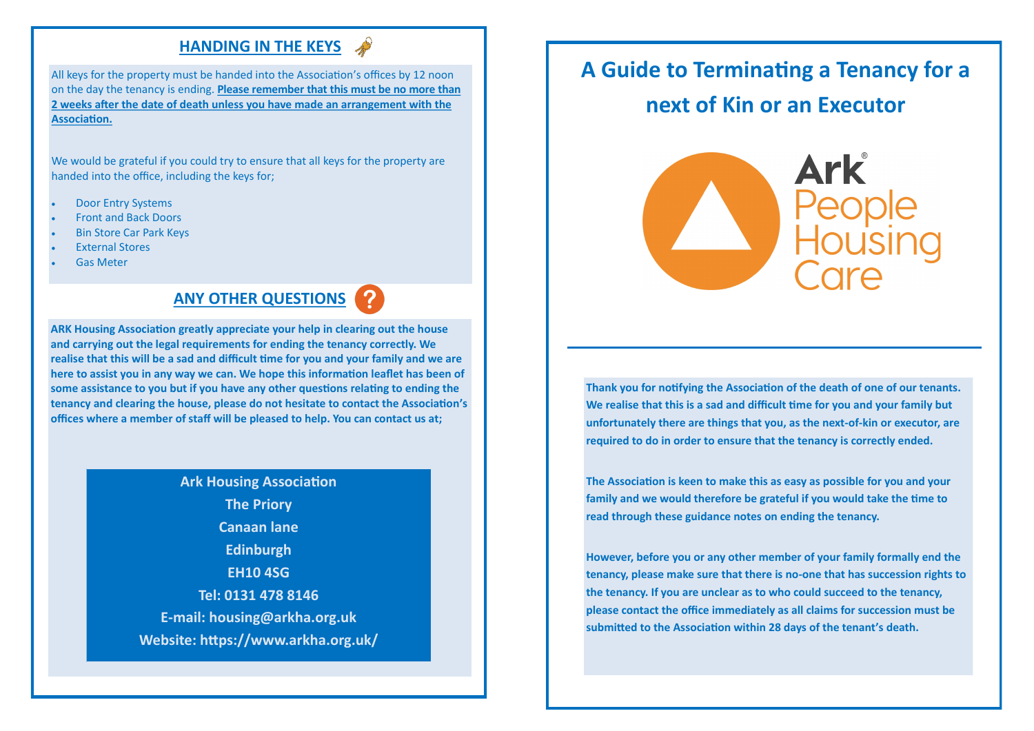## HANDING IN THE KEYS

All keys for the property must be handed into the Association's offices by 12 noon on the day the tenancy is ending. **Please remember that this must be no more than 2 weeks after the date of death unless you have made an arrangement with the Association.**

We would be grateful if you could try to ensure that all keys for the property are handed into the office, including the keys for;

- Door Entry Systems
- Front and Back Doors
- Bin Store Car Park Keys
- External Stores
- Gas Meter

## ANY OTHER QUESTIONS

**ARK Housing Association greatly appreciate your help in clearing out the house and carrying out the legal requirements for ending the tenancy correctly. We realise that this will be a sad and difficult time for you and your family and we are here to assist you in any way we can. We hope this information leaflet has been of some assistance to you but if you have any other questions relating to ending the tenancy and clearing the house, please do not hesitate to contact the Association's offices where a member of staff will be pleased to help. You can contact us at;**

**Ark Housing Association**
**The Priory**
**Canaan lane**
**Edinburgh**
**EH10 4SG**
**Tel: 0131 478 8146**
**E-mail: housing@arkha.org.uk**
**Website: https://www.arkha.org.uk/**

# A Guide to Terminating a Tenancy for a next of Kin or an Executor

Ark® People Housing Care

**Thank you for notifying the Association of the death of one of our tenants. We realise that this is a sad and difficult time for you and your family but unfortunately there are things that you, as the next-of-kin or executor, are required to do in order to ensure that the tenancy is correctly ended.**

**The Association is keen to make this as easy as possible for you and your family and we would therefore be grateful if you would take the time to read through these guidance notes on ending the tenancy.**

**However, before you or any other member of your family formally end the tenancy, please make sure that there is no-one that has succession rights to the tenancy. If you are unclear as to who could succeed to the tenancy, please contact the office immediately as all claims for succession must be submitted to the Association within 28 days of the tenant's death.**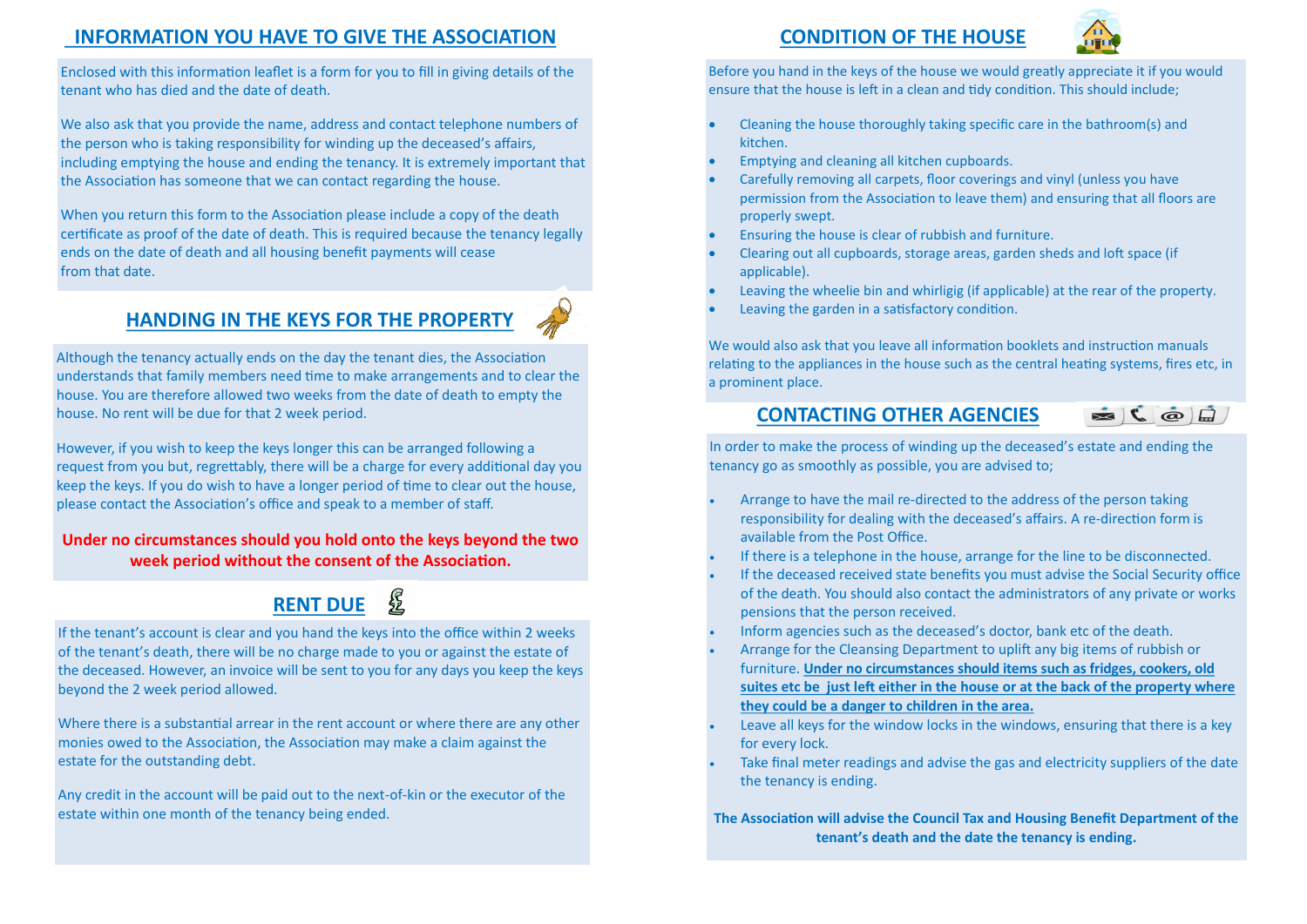## INFORMATION YOU HAVE TO GIVE THE ASSOCIATION

Enclosed with this information leaflet is a form for you to fill in giving details of the tenant who has died and the date of death.

We also ask that you provide the name, address and contact telephone numbers of the person who is taking responsibility for winding up the deceased's affairs, including emptying the house and ending the tenancy. It is extremely important that the Association has someone that we can contact regarding the house.

When you return this form to the Association please include a copy of the death certificate as proof of the date of death. This is required because the tenancy legally ends on the date of death and all housing benefit payments will cease from that date.

## HANDING IN THE KEYS FOR THE PROPERTY

Although the tenancy actually ends on the day the tenant dies, the Association understands that family members need time to make arrangements and to clear the house. You are therefore allowed two weeks from the date of death to empty the house. No rent will be due for that 2 week period.

However, if you wish to keep the keys longer this can be arranged following a request from you but, regrettably, there will be a charge for every additional day you keep the keys. If you do wish to have a longer period of time to clear out the house, please contact the Association's office and speak to a member of staff.

**Under no circumstances should you hold onto the keys beyond the two week period without the consent of the Association.**

## RENT DUE

If the tenant's account is clear and you hand the keys into the office within 2 weeks of the tenant's death, there will be no charge made to you or against the estate of the deceased. However, an invoice will be sent to you for any days you keep the keys beyond the 2 week period allowed.

Where there is a substantial arrear in the rent account or where there are any other monies owed to the Association, the Association may make a claim against the estate for the outstanding debt.

Any credit in the account will be paid out to the next-of-kin or the executor of the estate within one month of the tenancy being ended.

## CONDITION OF THE HOUSE

Before you hand in the keys of the house we would greatly appreciate it if you would ensure that the house is left in a clean and tidy condition. This should include;

- Cleaning the house thoroughly taking specific care in the bathroom(s) and kitchen.
- Emptying and cleaning all kitchen cupboards.
- Carefully removing all carpets, floor coverings and vinyl (unless you have permission from the Association to leave them) and ensuring that all floors are properly swept.
- Ensuring the house is clear of rubbish and furniture.
- Clearing out all cupboards, storage areas, garden sheds and loft space (if applicable).
- Leaving the wheelie bin and whirligig (if applicable) at the rear of the property.
- Leaving the garden in a satisfactory condition.

We would also ask that you leave all information booklets and instruction manuals relating to the appliances in the house such as the central heating systems, fires etc, in a prominent place.

## CONTACTING OTHER AGENCIES

In order to make the process of winding up the deceased's estate and ending the tenancy go as smoothly as possible, you are advised to;

- Arrange to have the mail re-directed to the address of the person taking responsibility for dealing with the deceased's affairs. A re-direction form is available from the Post Office.
- If there is a telephone in the house, arrange for the line to be disconnected.
- If the deceased received state benefits you must advise the Social Security office of the death. You should also contact the administrators of any private or works pensions that the person received.
- Inform agencies such as the deceased's doctor, bank etc of the death.
- Arrange for the Cleansing Department to uplift any big items of rubbish or furniture. **Under no circumstances should items such as fridges, cookers, old suites etc be just left either in the house or at the back of the property where they could be a danger to children in the area.**
- Leave all keys for the window locks in the windows, ensuring that there is a key for every lock.
- Take final meter readings and advise the gas and electricity suppliers of the date the tenancy is ending.

**The Association will advise the Council Tax and Housing Benefit Department of the tenant's death and the date the tenancy is ending.**